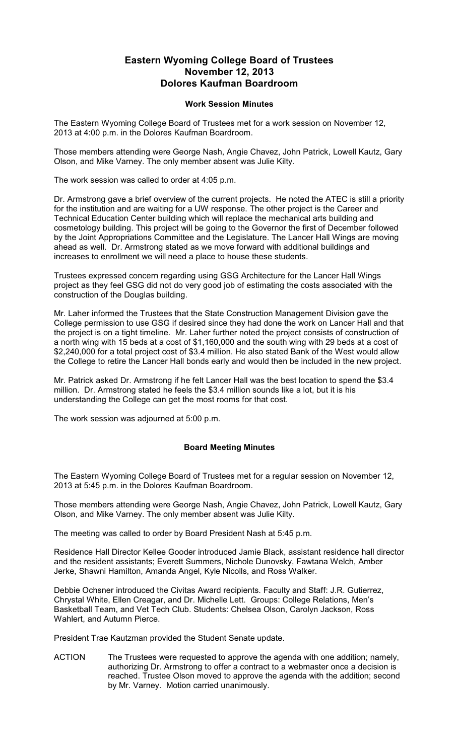# Eastern Wyoming College Board of Trustees
# November 12, 2013
# Dolores Kaufman Boardroom

### Work Session Minutes

The Eastern Wyoming College Board of Trustees met for a work session on November 12, 2013 at 4:00 p.m. in the Dolores Kaufman Boardroom.

Those members attending were George Nash, Angie Chavez, John Patrick, Lowell Kautz, Gary Olson, and Mike Varney. The only member absent was Julie Kilty.

The work session was called to order at 4:05 p.m.

Dr. Armstrong gave a brief overview of the current projects. He noted the ATEC is still a priority for the institution and are waiting for a UW response. The other project is the Career and Technical Education Center building which will replace the mechanical arts building and cosmetology building. This project will be going to the Governor the first of December followed by the Joint Appropriations Committee and the Legislature. The Lancer Hall Wings are moving ahead as well. Dr. Armstrong stated as we move forward with additional buildings and increases to enrollment we will need a place to house these students.

Trustees expressed concern regarding using GSG Architecture for the Lancer Hall Wings project as they feel GSG did not do very good job of estimating the costs associated with the construction of the Douglas building.

Mr. Laher informed the Trustees that the State Construction Management Division gave the College permission to use GSG if desired since they had done the work on Lancer Hall and that the project is on a tight timeline. Mr. Laher further noted the project consists of construction of a north wing with 15 beds at a cost of $1,160,000 and the south wing with 29 beds at a cost of $2,240,000 for a total project cost of $3.4 million. He also stated Bank of the West would allow the College to retire the Lancer Hall bonds early and would then be included in the new project.

Mr. Patrick asked Dr. Armstrong if he felt Lancer Hall was the best location to spend the $3.4 million. Dr. Armstrong stated he feels the $3.4 million sounds like a lot, but it is his understanding the College can get the most rooms for that cost.

The work session was adjourned at 5:00 p.m.

### Board Meeting Minutes

The Eastern Wyoming College Board of Trustees met for a regular session on November 12, 2013 at 5:45 p.m. in the Dolores Kaufman Boardroom.

Those members attending were George Nash, Angie Chavez, John Patrick, Lowell Kautz, Gary Olson, and Mike Varney. The only member absent was Julie Kilty.

The meeting was called to order by Board President Nash at 5:45 p.m.

Residence Hall Director Kellee Gooder introduced Jamie Black, assistant residence hall director and the resident assistants; Everett Summers, Nichole Dunovsky, Fawtana Welch, Amber Jerke, Shawni Hamilton, Amanda Angel, Kyle Nicolls, and Ross Walker.

Debbie Ochsner introduced the Civitas Award recipients. Faculty and Staff: J.R. Gutierrez, Chrystal White, Ellen Creagar, and Dr. Michelle Lett. Groups: College Relations, Men's Basketball Team, and Vet Tech Club. Students: Chelsea Olson, Carolyn Jackson, Ross Wahlert, and Autumn Pierce.

President Trae Kautzman provided the Student Senate update.

ACTION The Trustees were requested to approve the agenda with one addition; namely, authorizing Dr. Armstrong to offer a contract to a webmaster once a decision is reached. Trustee Olson moved to approve the agenda with the addition; second by Mr. Varney. Motion carried unanimously.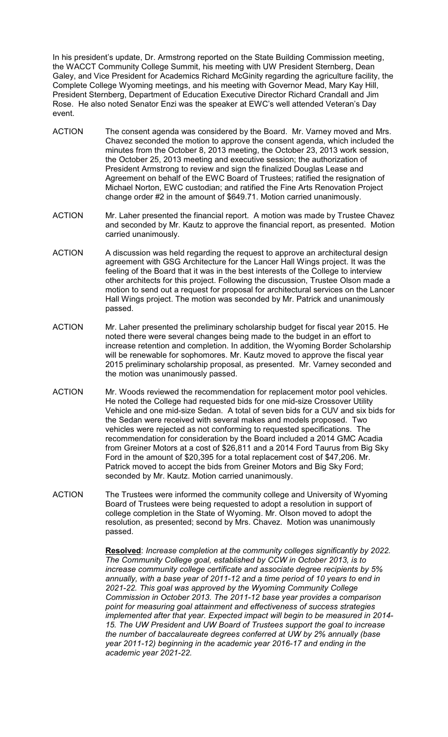In his president's update, Dr. Armstrong reported on the State Building Commission meeting, the WACCT Community College Summit, his meeting with UW President Sternberg, Dean Galey, and Vice President for Academics Richard McGinity regarding the agriculture facility, the Complete College Wyoming meetings, and his meeting with Governor Mead, Mary Kay Hill, President Sternberg, Department of Education Executive Director Richard Crandall and Jim Rose. He also noted Senator Enzi was the speaker at EWC's well attended Veteran's Day event.

ACTION The consent agenda was considered by the Board. Mr. Varney moved and Mrs. Chavez seconded the motion to approve the consent agenda, which included the minutes from the October 8, 2013 meeting, the October 23, 2013 work session, the October 25, 2013 meeting and executive session; the authorization of President Armstrong to review and sign the finalized Douglas Lease and Agreement on behalf of the EWC Board of Trustees; ratified the resignation of Michael Norton, EWC custodian; and ratified the Fine Arts Renovation Project change order #2 in the amount of $649.71. Motion carried unanimously.

ACTION Mr. Laher presented the financial report. A motion was made by Trustee Chavez and seconded by Mr. Kautz to approve the financial report, as presented. Motion carried unanimously.

ACTION A discussion was held regarding the request to approve an architectural design agreement with GSG Architecture for the Lancer Hall Wings project. It was the feeling of the Board that it was in the best interests of the College to interview other architects for this project. Following the discussion, Trustee Olson made a motion to send out a request for proposal for architectural services on the Lancer Hall Wings project. The motion was seconded by Mr. Patrick and unanimously passed.

ACTION Mr. Laher presented the preliminary scholarship budget for fiscal year 2015. He noted there were several changes being made to the budget in an effort to increase retention and completion. In addition, the Wyoming Border Scholarship will be renewable for sophomores. Mr. Kautz moved to approve the fiscal year 2015 preliminary scholarship proposal, as presented. Mr. Varney seconded and the motion was unanimously passed.

ACTION Mr. Woods reviewed the recommendation for replacement motor pool vehicles. He noted the College had requested bids for one mid-size Crossover Utility Vehicle and one mid-size Sedan. A total of seven bids for a CUV and six bids for the Sedan were received with several makes and models proposed. Two vehicles were rejected as not conforming to requested specifications. The recommendation for consideration by the Board included a 2014 GMC Acadia from Greiner Motors at a cost of $26,811 and a 2014 Ford Taurus from Big Sky Ford in the amount of $20,395 for a total replacement cost of $47,206. Mr. Patrick moved to accept the bids from Greiner Motors and Big Sky Ford; seconded by Mr. Kautz. Motion carried unanimously.

ACTION The Trustees were informed the community college and University of Wyoming Board of Trustees were being requested to adopt a resolution in support of college completion in the State of Wyoming. Mr. Olson moved to adopt the resolution, as presented; second by Mrs. Chavez. Motion was unanimously passed.

**Resolved**: *Increase completion at the community colleges significantly by 2022. The Community College goal, established by CCW in October 2013, is to increase community college certificate and associate degree recipients by 5% annually, with a base year of 2011-12 and a time period of 10 years to end in 2021-22. This goal was approved by the Wyoming Community College Commission in October 2013. The 2011-12 base year provides a comparison point for measuring goal attainment and effectiveness of success strategies implemented after that year. Expected impact will begin to be measured in 2014-15. The UW President and UW Board of Trustees support the goal to increase the number of baccalaureate degrees conferred at UW by 2% annually (base year 2011-12) beginning in the academic year 2016-17 and ending in the academic year 2021-22.*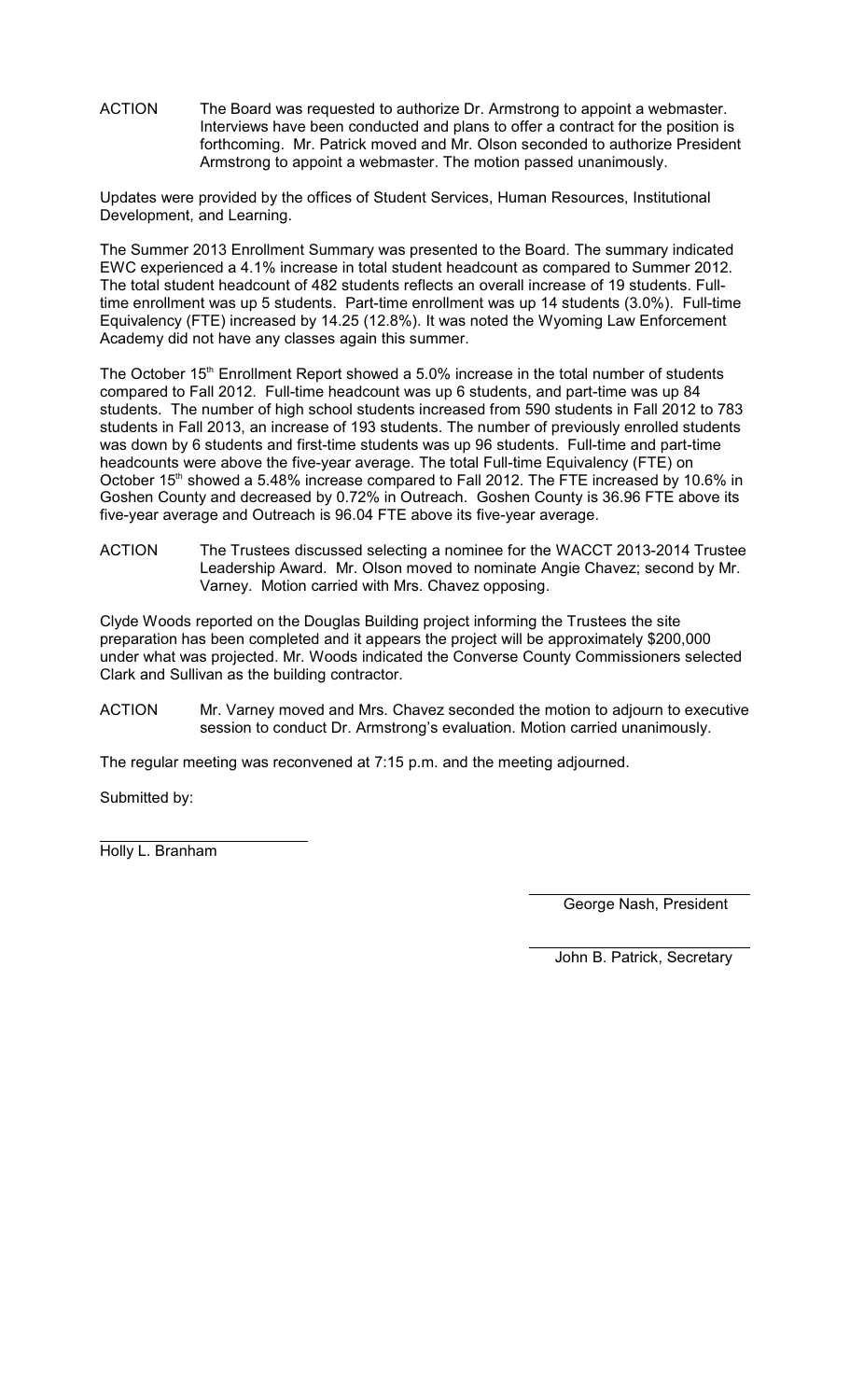ACTION The Board was requested to authorize Dr. Armstrong to appoint a webmaster. Interviews have been conducted and plans to offer a contract for the position is forthcoming. Mr. Patrick moved and Mr. Olson seconded to authorize President Armstrong to appoint a webmaster. The motion passed unanimously.

Updates were provided by the offices of Student Services, Human Resources, Institutional Development, and Learning.

The Summer 2013 Enrollment Summary was presented to the Board. The summary indicated EWC experienced a 4.1% increase in total student headcount as compared to Summer 2012. The total student headcount of 482 students reflects an overall increase of 19 students. Full-time enrollment was up 5 students. Part-time enrollment was up 14 students (3.0%). Full-time Equivalency (FTE) increased by 14.25 (12.8%). It was noted the Wyoming Law Enforcement Academy did not have any classes again this summer.

The October 15th Enrollment Report showed a 5.0% increase in the total number of students compared to Fall 2012. Full-time headcount was up 6 students, and part-time was up 84 students. The number of high school students increased from 590 students in Fall 2012 to 783 students in Fall 2013, an increase of 193 students. The number of previously enrolled students was down by 6 students and first-time students was up 96 students. Full-time and part-time headcounts were above the five-year average. The total Full-time Equivalency (FTE) on October 15th showed a 5.48% increase compared to Fall 2012. The FTE increased by 10.6% in Goshen County and decreased by 0.72% in Outreach. Goshen County is 36.96 FTE above its five-year average and Outreach is 96.04 FTE above its five-year average.

ACTION The Trustees discussed selecting a nominee for the WACCT 2013-2014 Trustee Leadership Award. Mr. Olson moved to nominate Angie Chavez; second by Mr. Varney. Motion carried with Mrs. Chavez opposing.

Clyde Woods reported on the Douglas Building project informing the Trustees the site preparation has been completed and it appears the project will be approximately $200,000 under what was projected. Mr. Woods indicated the Converse County Commissioners selected Clark and Sullivan as the building contractor.

ACTION Mr. Varney moved and Mrs. Chavez seconded the motion to adjourn to executive session to conduct Dr. Armstrong's evaluation. Motion carried unanimously.

The regular meeting was reconvened at 7:15 p.m. and the meeting adjourned.

Submitted by:

Holly L. Branham

George Nash, President

John B. Patrick, Secretary